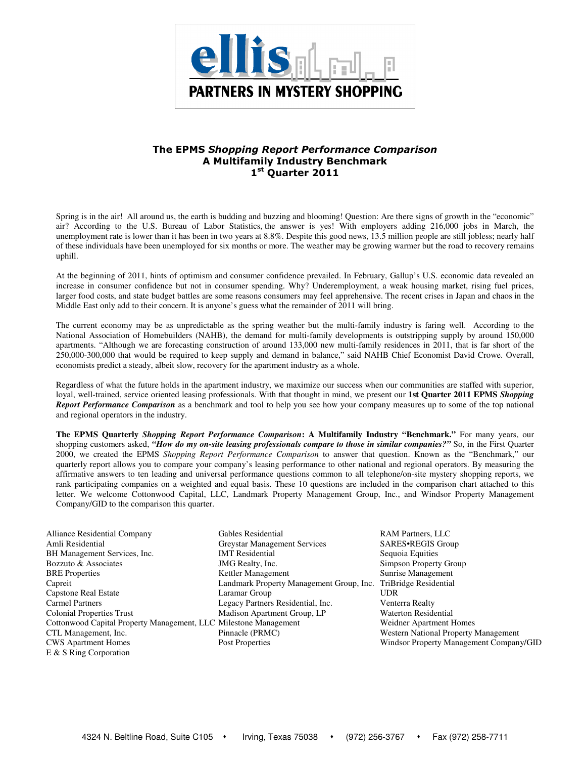**ellis**

**PARTNERS IN MYSTERY SHOPPING**

# The EPMS *Shopping Report Performance Comparison*
## A Multifamily Industry Benchmark
## 1st Quarter 2011

Spring is in the air! All around us, the earth is budding and buzzing and blooming! Question: Are there signs of growth in the "economic" air? According to the U.S. Bureau of Labor Statistics, the answer is yes! With employers adding 216,000 jobs in March, the unemployment rate is lower than it has been in two years at 8.8%. Despite this good news, 13.5 million people are still jobless; nearly half of these individuals have been unemployed for six months or more. The weather may be growing warmer but the road to recovery remains uphill.

At the beginning of 2011, hints of optimism and consumer confidence prevailed. In February, Gallup's U.S. economic data revealed an increase in consumer confidence but not in consumer spending. Why? Underemployment, a weak housing market, rising fuel prices, larger food costs, and state budget battles are some reasons consumers may feel apprehensive. The recent crises in Japan and chaos in the Middle East only add to their concern. It is anyone's guess what the remainder of 2011 will bring.

The current economy may be as unpredictable as the spring weather but the multi-family industry is faring well. According to the National Association of Homebuilders (NAHB), the demand for multi-family developments is outstripping supply by around 150,000 apartments. "Although we are forecasting construction of around 133,000 new multi-family residences in 2011, that is far short of the 250,000-300,000 that would be required to keep supply and demand in balance," said NAHB Chief Economist David Crowe. Overall, economists predict a steady, albeit slow, recovery for the apartment industry as a whole.

Regardless of what the future holds in the apartment industry, we maximize our success when our communities are staffed with superior, loyal, well-trained, service oriented leasing professionals. With that thought in mind, we present our **1st Quarter 2011 EPMS *Shopping Report Performance Comparison*** as a benchmark and tool to help you see how your company measures up to some of the top national and regional operators in the industry.

**The EPMS Quarterly *Shopping Report Performance Comparison*: A Multifamily Industry "Benchmark."** For many years, our shopping customers asked, ***"How do my on-site leasing professionals compare to those in similar companies?"*** So, in the First Quarter 2000, we created the EPMS *Shopping Report Performance Comparison* to answer that question. Known as the "Benchmark," our quarterly report allows you to compare your company's leasing performance to other national and regional operators. By measuring the affirmative answers to ten leading and universal performance questions common to all telephone/on-site mystery shopping reports, we rank participating companies on a weighted and equal basis. These 10 questions are included in the comparison chart attached to this letter. We welcome Cottonwood Capital, LLC, Landmark Property Management Group, Inc., and Windsor Property Management Company/GID to the comparison this quarter.

- Alliance Residential Company
- Amli Residential
- BH Management Services, Inc.
- Bozzuto & Associates
- BRE Properties
- Capreit
- Capstone Real Estate
- Carmel Partners
- Colonial Properties Trust
- Cottonwood Capital Property Management, LLC
- CTL Management, Inc.
- CWS Apartment Homes
- E & S Ring Corporation
- Gables Residential
- Greystar Management Services
- IMT Residential
- JMG Realty, Inc.
- Kettler Management
- Landmark Property Management Group, Inc.
- Laramar Group
- Legacy Partners Residential, Inc.
- Madison Apartment Group, LP
- Milestone Management
- Pinnacle (PRMC)
- Post Properties
- RAM Partners, LLC
- SARES•REGIS Group
- Sequoia Equities
- Simpson Property Group
- Sunrise Management
- TriBridge Residential
- UDR
- Venterra Realty
- Waterton Residential
- Weidner Apartment Homes
- Western National Property Management
- Windsor Property Management Company/GID

4324 N. Beltline Road, Suite C105 • Irving, Texas 75038 • (972) 256-3767 • Fax (972) 258-7711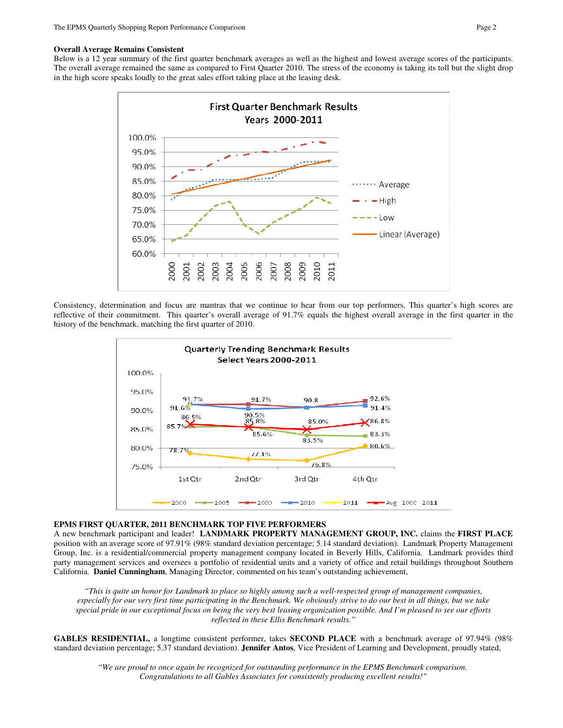**Overall Average Remains Consistent**

Below is a 12 year summary of the first quarter benchmark averages as well as the highest and lowest average scores of the participants. The overall average remained the same as compared to First Quarter 2010. The stress of the economy is taking its toll but the slight drop in the high score speaks loudly to the great sales effort taking place at the leasing desk.

Consistency, determination and focus are mantras that we continue to hear from our top performers. This quarter's high scores are reflective of their commitment. This quarter's overall average of 91.7% equals the highest overall average in the first quarter in the history of the benchmark, matching the first quarter of 2010.

**EPMS FIRST QUARTER, 2011 BENCHMARK TOP FIVE PERFORMERS**

A new benchmark participant and leader! **LANDMARK PROPERTY MANAGEMENT GROUP, INC.** claims the **FIRST PLACE** position with an average score of 97.91% (98% standard deviation percentage; 5.14 standard deviation). Landmark Property Management Group, Inc. is a residential/commercial property management company located in Beverly Hills, California. Landmark provides third party management services and oversees a portfolio of residential units and a variety of office and retail buildings throughout Southern California. **Daniel Cunningham**, Managing Director, commented on his team's outstanding achievement,

> *"This is quite an honor for Landmark to place so highly among such a well-respected group of management companies, especially for our very first time participating in the Benchmark. We obviously strive to do our best in all things, but we take special pride in our exceptional focus on being the very best leasing organization possible. And I'm pleased to see our efforts reflected in these Ellis Benchmark results."*

**GABLES RESIDENTIAL,** a longtime consistent performer, takes **SECOND PLACE** with a benchmark average of 97.94% (98% standard deviation percentage; 5.37 standard deviation). **Jennifer Antos**, Vice President of Learning and Development, proudly stated,

> *"We are proud to once again be recognized for outstanding performance in the EPMS Benchmark comparison. Congratulations to all Gables Associates for consistently producing excellent results!"*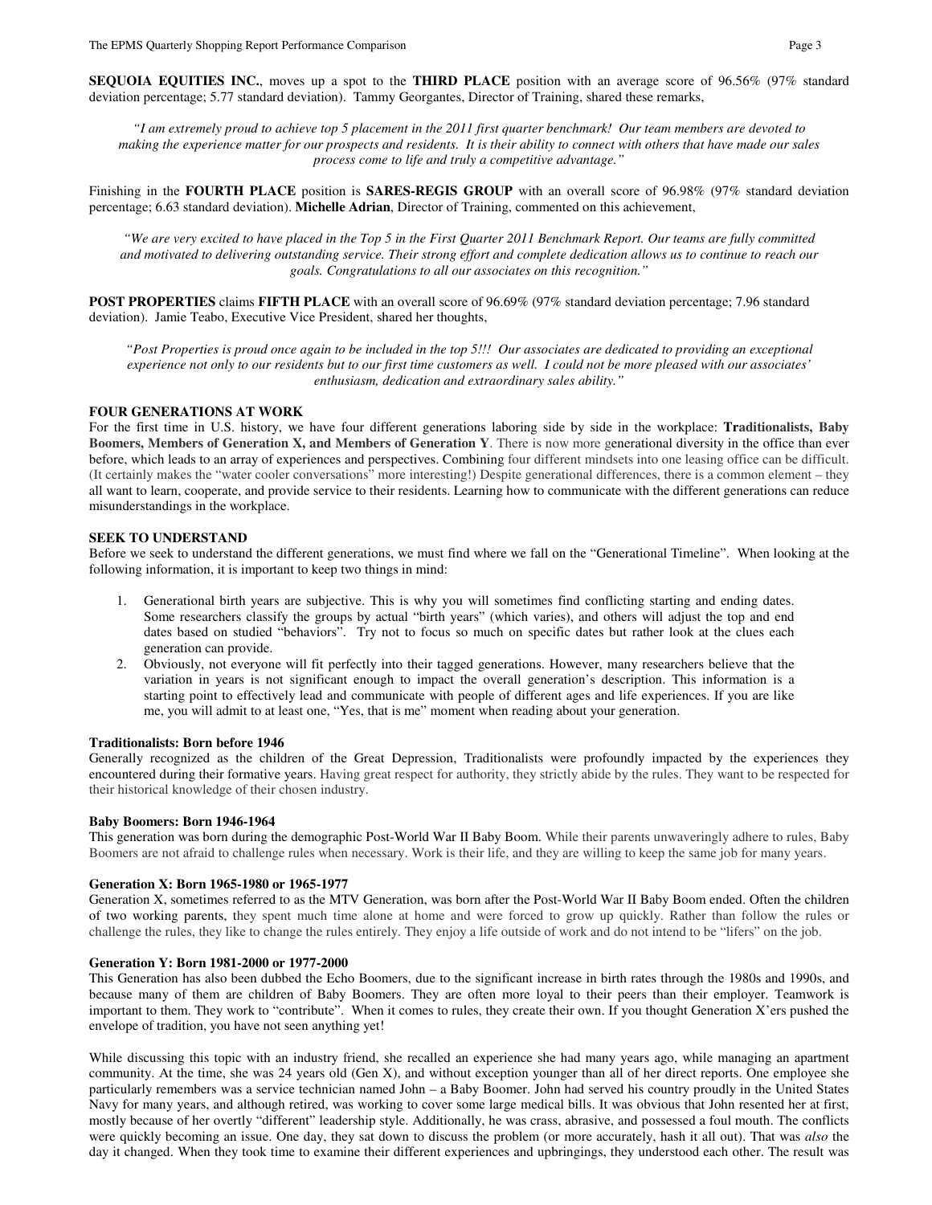**SEQUOIA EQUITIES INC.**, moves up a spot to the **THIRD PLACE** position with an average score of 96.56% (97% standard deviation percentage; 5.77 standard deviation). Tammy Georgantes, Director of Training, shared these remarks,

*"I am extremely proud to achieve top 5 placement in the 2011 first quarter benchmark! Our team members are devoted to making the experience matter for our prospects and residents. It is their ability to connect with others that have made our sales process come to life and truly a competitive advantage."*

Finishing in the **FOURTH PLACE** position is **SARES-REGIS GROUP** with an overall score of 96.98% (97% standard deviation percentage; 6.63 standard deviation). **Michelle Adrian**, Director of Training, commented on this achievement,

*"We are very excited to have placed in the Top 5 in the First Quarter 2011 Benchmark Report. Our teams are fully committed and motivated to delivering outstanding service. Their strong effort and complete dedication allows us to continue to reach our goals. Congratulations to all our associates on this recognition."*

**POST PROPERTIES** claims **FIFTH PLACE** with an overall score of 96.69% (97% standard deviation percentage; 7.96 standard deviation). Jamie Teabo, Executive Vice President, shared her thoughts,

*"Post Properties is proud once again to be included in the top 5!!! Our associates are dedicated to providing an exceptional experience not only to our residents but to our first time customers as well. I could not be more pleased with our associates' enthusiasm, dedication and extraordinary sales ability."*

**FOUR GENERATIONS AT WORK**

For the first time in U.S. history, we have four different generations laboring side by side in the workplace: **Traditionalists, Baby Boomers, Members of Generation X, and Members of Generation Y**. There is now more generational diversity in the office than ever before, which leads to an array of experiences and perspectives. Combining four different mindsets into one leasing office can be difficult. (It certainly makes the "water cooler conversations" more interesting!) Despite generational differences, there is a common element – they all want to learn, cooperate, and provide service to their residents. Learning how to communicate with the different generations can reduce misunderstandings in the workplace.

**SEEK TO UNDERSTAND**

Before we seek to understand the different generations, we must find where we fall on the "Generational Timeline". When looking at the following information, it is important to keep two things in mind:

1. Generational birth years are subjective. This is why you will sometimes find conflicting starting and ending dates. Some researchers classify the groups by actual "birth years" (which varies), and others will adjust the top and end dates based on studied "behaviors". Try not to focus so much on specific dates but rather look at the clues each generation can provide.
2. Obviously, not everyone will fit perfectly into their tagged generations. However, many researchers believe that the variation in years is not significant enough to impact the overall generation's description. This information is a starting point to effectively lead and communicate with people of different ages and life experiences. If you are like me, you will admit to at least one, "Yes, that is me" moment when reading about your generation.

**Traditionalists: Born before 1946**

Generally recognized as the children of the Great Depression, Traditionalists were profoundly impacted by the experiences they encountered during their formative years. Having great respect for authority, they strictly abide by the rules. They want to be respected for their historical knowledge of their chosen industry.

**Baby Boomers: Born 1946-1964**

This generation was born during the demographic Post-World War II Baby Boom. While their parents unwaveringly adhere to rules, Baby Boomers are not afraid to challenge rules when necessary. Work is their life, and they are willing to keep the same job for many years.

**Generation X: Born 1965-1980 or 1965-1977**

Generation X, sometimes referred to as the MTV Generation, was born after the Post-World War II Baby Boom ended. Often the children of two working parents, they spent much time alone at home and were forced to grow up quickly. Rather than follow the rules or challenge the rules, they like to change the rules entirely. They enjoy a life outside of work and do not intend to be "lifers" on the job.

**Generation Y: Born 1981-2000 or 1977-2000**

This Generation has also been dubbed the Echo Boomers, due to the significant increase in birth rates through the 1980s and 1990s, and because many of them are children of Baby Boomers. They are often more loyal to their peers than their employer. Teamwork is important to them. They work to "contribute". When it comes to rules, they create their own. If you thought Generation X'ers pushed the envelope of tradition, you have not seen anything yet!

While discussing this topic with an industry friend, she recalled an experience she had many years ago, while managing an apartment community. At the time, she was 24 years old (Gen X), and without exception younger than all of her direct reports. One employee she particularly remembers was a service technician named John – a Baby Boomer. John had served his country proudly in the United States Navy for many years, and although retired, was working to cover some large medical bills. It was obvious that John resented her at first, mostly because of her overtly "different" leadership style. Additionally, he was crass, abrasive, and possessed a foul mouth. The conflicts were quickly becoming an issue. One day, they sat down to discuss the problem (or more accurately, hash it all out). That was *also* the day it changed. When they took time to examine their different experiences and upbringings, they understood each other. The result was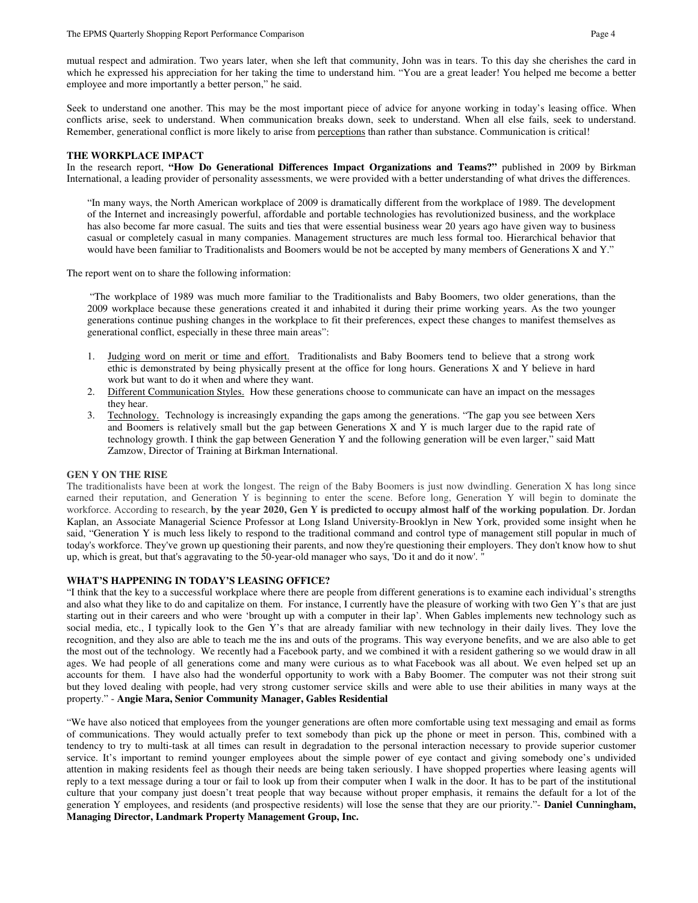mutual respect and admiration. Two years later, when she left that community, John was in tears. To this day she cherishes the card in which he expressed his appreciation for her taking the time to understand him. "You are a great leader! You helped me become a better employee and more importantly a better person," he said.

Seek to understand one another. This may be the most important piece of advice for anyone working in today's leasing office. When conflicts arise, seek to understand. When communication breaks down, seek to understand. When all else fails, seek to understand. Remember, generational conflict is more likely to arise from <u>perceptions</u> than rather than substance. Communication is critical!

**THE WORKPLACE IMPACT**

In the research report, **"How Do Generational Differences Impact Organizations and Teams?"** published in 2009 by Birkman International, a leading provider of personality assessments, we were provided with a better understanding of what drives the differences.

> "In many ways, the North American workplace of 2009 is dramatically different from the workplace of 1989. The development of the Internet and increasingly powerful, affordable and portable technologies has revolutionized business, and the workplace has also become far more casual. The suits and ties that were essential business wear 20 years ago have given way to business casual or completely casual in many companies. Management structures are much less formal too. Hierarchical behavior that would have been familiar to Traditionalists and Boomers would be not be accepted by many members of Generations X and Y."

The report went on to share the following information:

> "The workplace of 1989 was much more familiar to the Traditionalists and Baby Boomers, two older generations, than the 2009 workplace because these generations created it and inhabited it during their prime working years. As the two younger generations continue pushing changes in the workplace to fit their preferences, expect these changes to manifest themselves as generational conflict, especially in these three main areas":

1. <u>Judging word on merit or time and effort.</u> Traditionalists and Baby Boomers tend to believe that a strong work ethic is demonstrated by being physically present at the office for long hours. Generations X and Y believe in hard work but want to do it when and where they want.
2. <u>Different Communication Styles.</u> How these generations choose to communicate can have an impact on the messages they hear.
3. <u>Technology.</u> Technology is increasingly expanding the gaps among the generations. "The gap you see between Xers and Boomers is relatively small but the gap between Generations X and Y is much larger due to the rapid rate of technology growth. I think the gap between Generation Y and the following generation will be even larger," said Matt Zamzow, Director of Training at Birkman International.

**GEN Y ON THE RISE**

The traditionalists have been at work the longest. The reign of the Baby Boomers is just now dwindling. Generation X has long since earned their reputation, and Generation Y is beginning to enter the scene. Before long, Generation Y will begin to dominate the workforce. According to research, **by the year 2020, Gen Y is predicted to occupy almost half of the working population**. Dr. Jordan Kaplan, an Associate Managerial Science Professor at Long Island University-Brooklyn in New York, provided some insight when he said, "Generation Y is much less likely to respond to the traditional command and control type of management still popular in much of today's workforce. They've grown up questioning their parents, and now they're questioning their employers. They don't know how to shut up, which is great, but that's aggravating to the 50-year-old manager who says, 'Do it and do it now'. "

**WHAT'S HAPPENING IN TODAY'S LEASING OFFICE?**

"I think that the key to a successful workplace where there are people from different generations is to examine each individual's strengths and also what they like to do and capitalize on them. For instance, I currently have the pleasure of working with two Gen Y's that are just starting out in their careers and who were 'brought up with a computer in their lap'. When Gables implements new technology such as social media, etc., I typically look to the Gen Y's that are already familiar with new technology in their daily lives. They love the recognition, and they also are able to teach me the ins and outs of the programs. This way everyone benefits, and we are also able to get the most out of the technology. We recently had a Facebook party, and we combined it with a resident gathering so we would draw in all ages. We had people of all generations come and many were curious as to what Facebook was all about. We even helped set up an accounts for them. I have also had the wonderful opportunity to work with a Baby Boomer. The computer was not their strong suit but they loved dealing with people, had very strong customer service skills and were able to use their abilities in many ways at the property." - **Angie Mara, Senior Community Manager, Gables Residential**

"We have also noticed that employees from the younger generations are often more comfortable using text messaging and email as forms of communications. They would actually prefer to text somebody than pick up the phone or meet in person. This, combined with a tendency to try to multi-task at all times can result in degradation to the personal interaction necessary to provide superior customer service. It's important to remind younger employees about the simple power of eye contact and giving somebody one's undivided attention in making residents feel as though their needs are being taken seriously. I have shopped properties where leasing agents will reply to a text message during a tour or fail to look up from their computer when I walk in the door. It has to be part of the institutional culture that your company just doesn't treat people that way because without proper emphasis, it remains the default for a lot of the generation Y employees, and residents (and prospective residents) will lose the sense that they are our priority."- **Daniel Cunningham, Managing Director, Landmark Property Management Group, Inc.**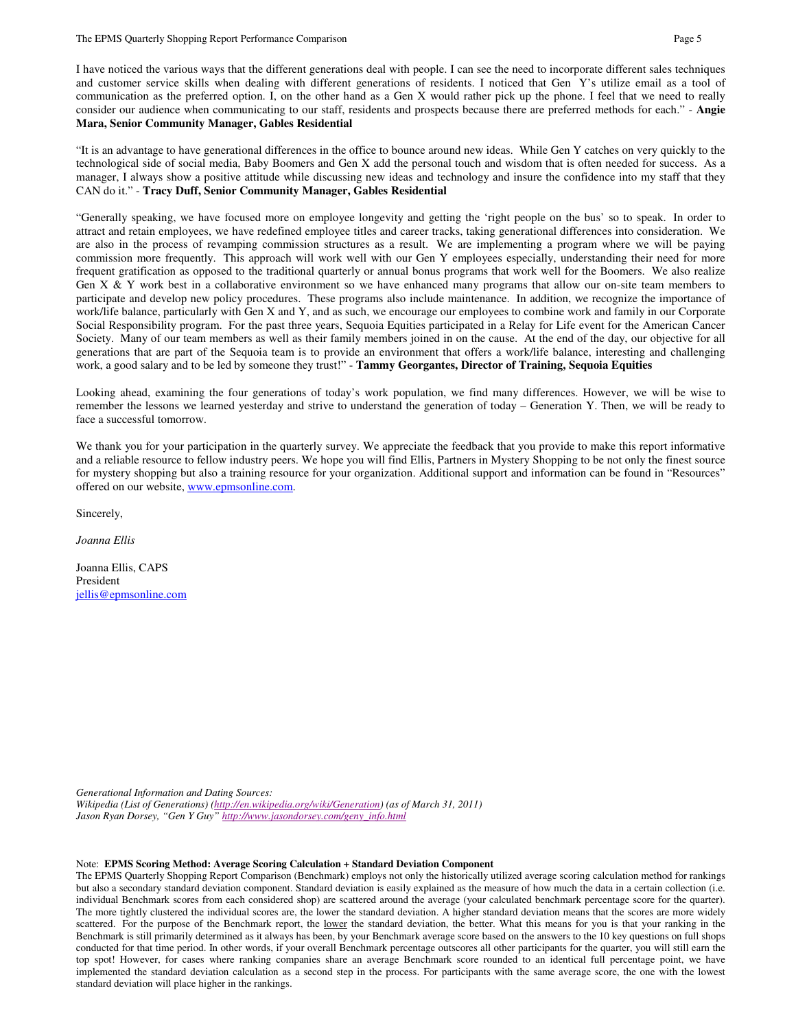I have noticed the various ways that the different generations deal with people. I can see the need to incorporate different sales techniques and customer service skills when dealing with different generations of residents. I noticed that Gen Y's utilize email as a tool of communication as the preferred option. I, on the other hand as a Gen X would rather pick up the phone. I feel that we need to really consider our audience when communicating to our staff, residents and prospects because there are preferred methods for each." - **Angie Mara, Senior Community Manager, Gables Residential**

"It is an advantage to have generational differences in the office to bounce around new ideas. While Gen Y catches on very quickly to the technological side of social media, Baby Boomers and Gen X add the personal touch and wisdom that is often needed for success. As a manager, I always show a positive attitude while discussing new ideas and technology and insure the confidence into my staff that they CAN do it." - **Tracy Duff, Senior Community Manager, Gables Residential**

"Generally speaking, we have focused more on employee longevity and getting the 'right people on the bus' so to speak. In order to attract and retain employees, we have redefined employee titles and career tracks, taking generational differences into consideration. We are also in the process of revamping commission structures as a result. We are implementing a program where we will be paying commission more frequently. This approach will work well with our Gen Y employees especially, understanding their need for more frequent gratification as opposed to the traditional quarterly or annual bonus programs that work well for the Boomers. We also realize Gen X & Y work best in a collaborative environment so we have enhanced many programs that allow our on-site team members to participate and develop new policy procedures. These programs also include maintenance. In addition, we recognize the importance of work/life balance, particularly with Gen X and Y, and as such, we encourage our employees to combine work and family in our Corporate Social Responsibility program. For the past three years, Sequoia Equities participated in a Relay for Life event for the American Cancer Society. Many of our team members as well as their family members joined in on the cause. At the end of the day, our objective for all generations that are part of the Sequoia team is to provide an environment that offers a work/life balance, interesting and challenging work, a good salary and to be led by someone they trust!" - **Tammy Georgantes, Director of Training, Sequoia Equities**

Looking ahead, examining the four generations of today's work population, we find many differences. However, we will be wise to remember the lessons we learned yesterday and strive to understand the generation of today – Generation Y. Then, we will be ready to face a successful tomorrow.

We thank you for your participation in the quarterly survey. We appreciate the feedback that you provide to make this report informative and a reliable resource to fellow industry peers. We hope you will find Ellis, Partners in Mystery Shopping to be not only the finest source for mystery shopping but also a training resource for your organization. Additional support and information can be found in "Resources" offered on our website, [www.epmsonline.com](http://www.epmsonline.com).

Sincerely,

*Joanna Ellis*

Joanna Ellis, CAPS
President
[jellis@epmsonline.com](mailto:jellis@epmsonline.com)

*Generational Information and Dating Sources:*
*Wikipedia (List of Generations) ([http://en.wikipedia.org/wiki/Generation](http://en.wikipedia.org/wiki/Generation)) (as of March 31, 2011)*
*Jason Ryan Dorsey, "Gen Y Guy" [http://www.jasondorsey.com/geny_info.html](http://www.jasondorsey.com/geny_info.html)*

Note: **EPMS Scoring Method: Average Scoring Calculation + Standard Deviation Component**

The EPMS Quarterly Shopping Report Comparison (Benchmark) employs not only the historically utilized average scoring calculation method for rankings but also a secondary standard deviation component. Standard deviation is easily explained as the measure of how much the data in a certain collection (i.e. individual Benchmark scores from each considered shop) are scattered around the average (your calculated benchmark percentage score for the quarter). The more tightly clustered the individual scores are, the lower the standard deviation. A higher standard deviation means that the scores are more widely scattered. For the purpose of the Benchmark report, the lower the standard deviation, the better. What this means for you is that your ranking in the Benchmark is still primarily determined as it always has been, by your Benchmark average score based on the answers to the 10 key questions on full shops conducted for that time period. In other words, if your overall Benchmark percentage outscores all other participants for the quarter, you will still earn the top spot! However, for cases where ranking companies share an average Benchmark score rounded to an identical full percentage point, we have implemented the standard deviation calculation as a second step in the process. For participants with the same average score, the one with the lowest standard deviation will place higher in the rankings.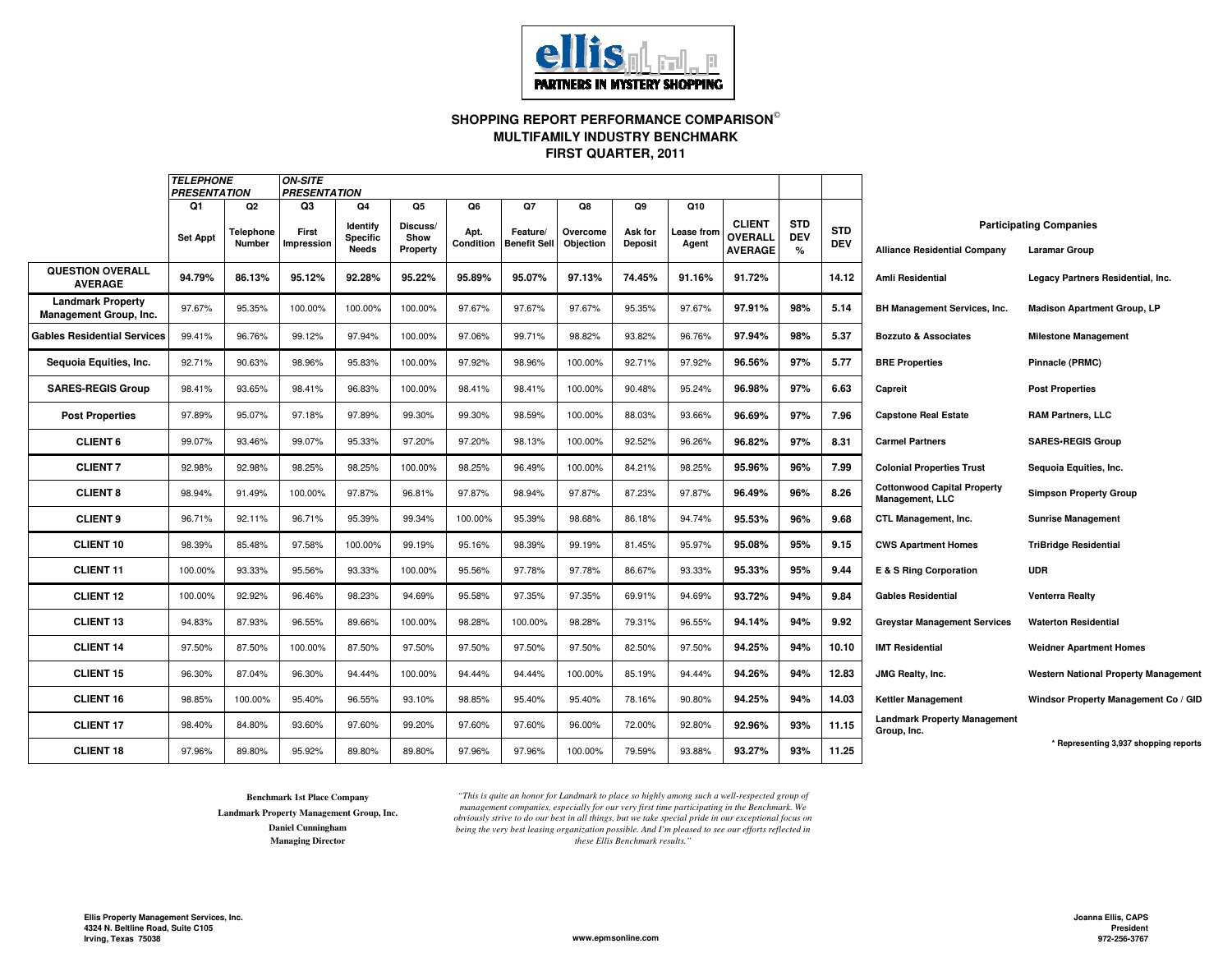ellis PARTNERS IN MYSTERY SHOPPING

## SHOPPING REPORT PERFORMANCE COMPARISON©
## MULTIFAMILY INDUSTRY BENCHMARK
## FIRST QUARTER, 2011

| | TELEPHONE PRESENTATION | | ON-SITE PRESENTATION | | | | | | | | | | |
|---|---|---|---|---|---|---|---|---|---|---|---|---|---|
| | Q1 | Q2 | Q3 | Q4 | Q5 | Q6 | Q7 | Q8 | Q9 | Q10 | | | |
| | Set Appt | Telephone Number | First Impression | Identify Specific Needs | Discuss/ Show Property | Apt. Condition | Feature/ Benefit Sell | Overcome Objection | Ask for Deposit | Lease from Agent | CLIENT OVERALL AVERAGE | STD DEV % | STD DEV |
| **QUESTION OVERALL AVERAGE** | 94.79% | 86.13% | 95.12% | 92.28% | 95.22% | 95.89% | 95.07% | 97.13% | 74.45% | 91.16% | 91.72% | | 14.12 |
| **Landmark Property Management Group, Inc.** | 97.67% | 95.35% | 100.00% | 100.00% | 100.00% | 97.67% | 97.67% | 97.67% | 95.35% | 97.67% | 97.91% | 98% | 5.14 |
| **Gables Residential Services** | 99.41% | 96.76% | 99.12% | 97.94% | 100.00% | 97.06% | 99.71% | 98.82% | 93.82% | 96.76% | 97.94% | 98% | 5.37 |
| **Sequoia Equities, Inc.** | 92.71% | 90.63% | 98.96% | 95.83% | 100.00% | 97.92% | 98.96% | 100.00% | 92.71% | 97.92% | 96.56% | 97% | 5.77 |
| **SARES-REGIS Group** | 98.41% | 93.65% | 98.41% | 96.83% | 100.00% | 98.41% | 98.41% | 100.00% | 90.48% | 95.24% | 96.98% | 97% | 6.63 |
| **Post Properties** | 97.89% | 95.07% | 97.18% | 97.89% | 99.30% | 99.30% | 98.59% | 100.00% | 88.03% | 93.66% | 96.69% | 97% | 7.96 |
| **CLIENT 6** | 99.07% | 93.46% | 99.07% | 95.33% | 97.20% | 97.20% | 98.13% | 100.00% | 92.52% | 96.26% | 96.82% | 97% | 8.31 |
| **CLIENT 7** | 92.98% | 92.98% | 98.25% | 98.25% | 100.00% | 98.25% | 96.49% | 100.00% | 84.21% | 98.25% | 95.96% | 96% | 7.99 |
| **CLIENT 8** | 98.94% | 91.49% | 100.00% | 97.87% | 96.81% | 97.87% | 98.94% | 97.87% | 87.23% | 97.87% | 96.49% | 96% | 8.26 |
| **CLIENT 9** | 96.71% | 92.11% | 96.71% | 95.39% | 99.34% | 100.00% | 95.39% | 98.68% | 86.18% | 94.74% | 95.53% | 96% | 9.68 |
| **CLIENT 10** | 98.39% | 85.48% | 97.58% | 100.00% | 99.19% | 95.16% | 98.39% | 99.19% | 81.45% | 95.97% | 95.08% | 95% | 9.15 |
| **CLIENT 11** | 100.00% | 93.33% | 95.56% | 93.33% | 100.00% | 95.56% | 97.78% | 97.78% | 86.67% | 93.33% | 95.33% | 95% | 9.44 |
| **CLIENT 12** | 100.00% | 92.92% | 96.46% | 98.23% | 94.69% | 95.58% | 97.35% | 97.35% | 69.91% | 94.69% | 93.72% | 94% | 9.84 |
| **CLIENT 13** | 94.83% | 87.93% | 96.55% | 89.66% | 100.00% | 98.28% | 100.00% | 98.28% | 79.31% | 96.55% | 94.14% | 94% | 9.92 |
| **CLIENT 14** | 97.50% | 87.50% | 100.00% | 87.50% | 97.50% | 97.50% | 97.50% | 97.50% | 82.50% | 97.50% | 94.25% | 94% | 10.10 |
| **CLIENT 15** | 96.30% | 87.04% | 96.30% | 94.44% | 100.00% | 94.44% | 94.44% | 100.00% | 85.19% | 94.44% | 94.26% | 94% | 12.83 |
| **CLIENT 16** | 98.85% | 100.00% | 95.40% | 96.55% | 93.10% | 98.85% | 95.40% | 95.40% | 78.16% | 90.80% | 94.25% | 94% | 14.03 |
| **CLIENT 17** | 98.40% | 84.80% | 93.60% | 97.60% | 99.20% | 97.60% | 97.60% | 96.00% | 72.00% | 92.80% | 92.96% | 93% | 11.15 |
| **CLIENT 18** | 97.96% | 89.80% | 95.92% | 89.80% | 89.80% | 97.96% | 97.96% | 100.00% | 79.59% | 93.88% | 93.27% | 93% | 11.25 |

**Participating Companies**

| | |
|---|---|
| Alliance Residential Company | Laramar Group |
| Amli Residential | Legacy Partners Residential, Inc. |
| BH Management Services, Inc. | Madison Apartment Group, LP |
| Bozzuto & Associates | Milestone Management |
| BRE Properties | Pinnacle (PRMC) |
| Capreit | Post Properties |
| Capstone Real Estate | RAM Partners, LLC |
| Carmel Partners | SARES•REGIS Group |
| Colonial Properties Trust | Sequoia Equities, Inc. |
| Cottonwood Capital Property Management, LLC | Simpson Property Group |
| CTL Management, Inc. | Sunrise Management |
| CWS Apartment Homes | TriBridge Residential |
| E & S Ring Corporation | UDR |
| Gables Residential | Venterra Realty |
| Greystar Management Services | Waterton Residential |
| IMT Residential | Weidner Apartment Homes |
| JMG Realty, Inc. | Western National Property Management |
| Kettler Management | Windsor Property Management Co / GID |
| Landmark Property Management Group, Inc. | |

\* Representing 3,937 shopping reports

**Benchmark 1st Place Company**
**Landmark Property Management Group, Inc.**
**Daniel Cunningham**
**Managing Director**

*"This is quite an honor for Landmark to place so highly among such a well-respected group of management companies, especially for our very first time participating in the Benchmark. We obviously strive to do our best in all things, but we take special pride in our exceptional focus on being the very best leasing organization possible. And I'm pleased to see our efforts reflected in these Ellis Benchmark results."*

**Ellis Property Management Services, Inc.**
**4324 N. Beltline Road, Suite C105**
**Irving, Texas 75038**

www.epmsonline.com

**Joanna Ellis, CAPS**
**President**
**972-256-3767**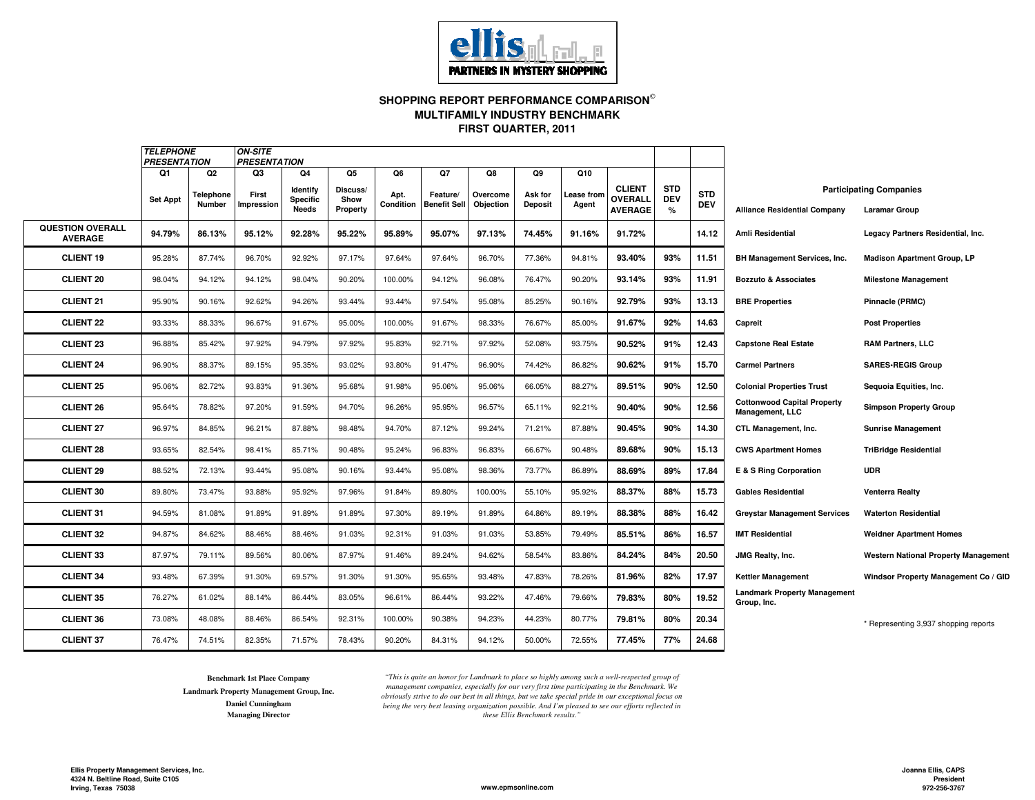ellis PARTNERS IN MYSTERY SHOPPING

## SHOPPING REPORT PERFORMANCE COMPARISON©
## MULTIFAMILY INDUSTRY BENCHMARK
## FIRST QUARTER, 2011

| | TELEPHONE PRESENTATION | | ON-SITE PRESENTATION | | | | | | | | | | |
|---|---|---|---|---|---|---|---|---|---|---|---|---|---|
| | Q1 | Q2 | Q3 | Q4 | Q5 | Q6 | Q7 | Q8 | Q9 | Q10 | | | |
| | Set Appt | Telephone Number | First Impression | Identify Specific Needs | Discuss/ Show Property | Apt. Condition | Feature/ Benefit Sell | Overcome Objection | Ask for Deposit | Lease from Agent | CLIENT OVERALL AVERAGE | STD DEV % | STD DEV |
| **QUESTION OVERALL AVERAGE** | **94.79%** | **86.13%** | **95.12%** | **92.28%** | **95.22%** | **95.89%** | **95.07%** | **97.13%** | **74.45%** | **91.16%** | **91.72%** | | **14.12** |
| **CLIENT 19** | 95.28% | 87.74% | 96.70% | 92.92% | 97.17% | 97.64% | 97.64% | 96.70% | 77.36% | 94.81% | **93.40%** | **93%** | **11.51** |
| **CLIENT 20** | 98.04% | 94.12% | 94.12% | 98.04% | 90.20% | 100.00% | 94.12% | 96.08% | 76.47% | 90.20% | **93.14%** | **93%** | **11.91** |
| **CLIENT 21** | 95.90% | 90.16% | 92.62% | 94.26% | 93.44% | 93.44% | 97.54% | 95.08% | 85.25% | 90.16% | **92.79%** | **93%** | **13.13** |
| **CLIENT 22** | 93.33% | 88.33% | 96.67% | 91.67% | 95.00% | 100.00% | 91.67% | 98.33% | 76.67% | 85.00% | **91.67%** | **92%** | **14.63** |
| **CLIENT 23** | 96.88% | 85.42% | 97.92% | 94.79% | 97.92% | 95.83% | 92.71% | 97.92% | 52.08% | 93.75% | **90.52%** | **91%** | **12.43** |
| **CLIENT 24** | 96.90% | 88.37% | 89.15% | 95.35% | 93.02% | 93.80% | 91.47% | 96.90% | 74.42% | 86.82% | **90.62%** | **91%** | **15.70** |
| **CLIENT 25** | 95.06% | 82.72% | 93.83% | 91.36% | 95.68% | 91.98% | 95.06% | 95.06% | 66.05% | 88.27% | **89.51%** | **90%** | **12.50** |
| **CLIENT 26** | 95.64% | 78.82% | 97.20% | 91.59% | 94.70% | 96.26% | 95.95% | 96.57% | 65.11% | 92.21% | **90.40%** | **90%** | **12.56** |
| **CLIENT 27** | 96.97% | 84.85% | 96.21% | 87.88% | 98.48% | 94.70% | 87.12% | 99.24% | 71.21% | 87.88% | **90.45%** | **90%** | **14.30** |
| **CLIENT 28** | 93.65% | 82.54% | 98.41% | 85.71% | 90.48% | 95.24% | 96.83% | 96.83% | 66.67% | 90.48% | **89.68%** | **90%** | **15.13** |
| **CLIENT 29** | 88.52% | 72.13% | 93.44% | 95.08% | 90.16% | 93.44% | 95.08% | 98.36% | 73.77% | 86.89% | **88.69%** | **89%** | **17.84** |
| **CLIENT 30** | 89.80% | 73.47% | 93.88% | 95.92% | 97.96% | 91.84% | 89.80% | 100.00% | 55.10% | 95.92% | **88.37%** | **88%** | **15.73** |
| **CLIENT 31** | 94.59% | 81.08% | 91.89% | 91.89% | 91.89% | 97.30% | 89.19% | 91.89% | 64.86% | 89.19% | **88.38%** | **88%** | **16.42** |
| **CLIENT 32** | 94.87% | 84.62% | 88.46% | 88.46% | 91.03% | 92.31% | 91.03% | 91.03% | 53.85% | 79.49% | **85.51%** | **86%** | **16.57** |
| **CLIENT 33** | 87.97% | 79.11% | 89.56% | 80.06% | 87.97% | 91.46% | 89.24% | 94.62% | 58.54% | 83.86% | **84.24%** | **84%** | **20.50** |
| **CLIENT 34** | 93.48% | 67.39% | 91.30% | 69.57% | 91.30% | 91.30% | 95.65% | 93.48% | 47.83% | 78.26% | **81.96%** | **82%** | **17.97** |
| **CLIENT 35** | 76.27% | 61.02% | 88.14% | 86.44% | 83.05% | 96.61% | 86.44% | 93.22% | 47.46% | 79.66% | **79.83%** | **80%** | **19.52** |
| **CLIENT 36** | 73.08% | 48.08% | 88.46% | 86.54% | 92.31% | 100.00% | 90.38% | 94.23% | 44.23% | 80.77% | **79.81%** | **80%** | **20.34** |
| **CLIENT 37** | 76.47% | 74.51% | 82.35% | 71.57% | 78.43% | 90.20% | 84.31% | 94.12% | 50.00% | 72.55% | **77.45%** | **77%** | **24.68** |

**Participating Companies**

| | |
|---|---|
| Alliance Residential Company | Laramar Group |
| Amli Residential | Legacy Partners Residential, Inc. |
| BH Management Services, Inc. | Madison Apartment Group, LP |
| Bozzuto & Associates | Milestone Management |
| BRE Properties | Pinnacle (PRMC) |
| Capreit | Post Properties |
| Capstone Real Estate | RAM Partners, LLC |
| Carmel Partners | SARES•REGIS Group |
| Colonial Properties Trust | Sequoia Equities, Inc. |
| Cottonwood Capital Property Management, LLC | Simpson Property Group |
| CTL Management, Inc. | Sunrise Management |
| CWS Apartment Homes | TriBridge Residential |
| E & S Ring Corporation | UDR |
| Gables Residential | Venterra Realty |
| Greystar Management Services | Waterton Residential |
| IMT Residential | Weidner Apartment Homes |
| JMG Realty, Inc. | Western National Property Management |
| Kettler Management | Windsor Property Management Co / GID |
| Landmark Property Management Group, Inc. | |

\* Representing 3,937 shopping reports

**Benchmark 1st Place Company**
**Landmark Property Management Group, Inc.**
**Daniel Cunningham**
**Managing Director**

*"This is quite an honor for Landmark to place so highly among such a well-respected group of management companies, especially for our very first time participating in the Benchmark. We obviously strive to do our best in all things, but we take special pride in our exceptional focus on being the very best leasing organization possible. And I'm pleased to see our efforts reflected in these Ellis Benchmark results."*

**Ellis Property Management Services, Inc.**
**4324 N. Beltline Road, Suite C105**
**Irving, Texas 75038**

**www.epmsonline.com**

**Joanna Ellis, CAPS**
**President**
**972-256-3767**